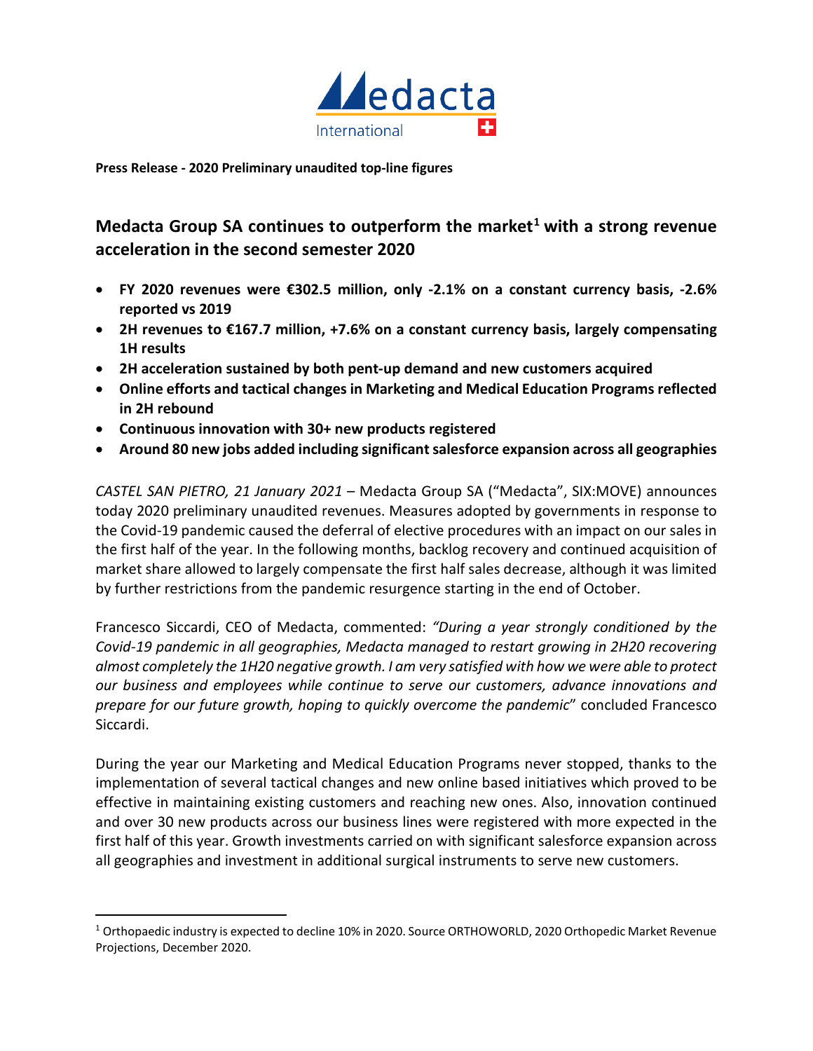**Press Release - 2020 Preliminary unaudited top-line figures**

## Medacta Group SA continues to outperform the market[1] with a strong revenue acceleration in the second semester 2020

- **FY 2020 revenues were €302.5 million, only -2.1% on a constant currency basis, -2.6% reported vs 2019**
- **2H revenues to €167.7 million, +7.6% on a constant currency basis, largely compensating 1H results**
- **2H acceleration sustained by both pent-up demand and new customers acquired**
- **Online efforts and tactical changes in Marketing and Medical Education Programs reflected in 2H rebound**
- **Continuous innovation with 30+ new products registered**
- **Around 80 new jobs added including significant salesforce expansion across all geographies**

*CASTEL SAN PIETRO, 21 January 2021* – Medacta Group SA ("Medacta", SIX:MOVE) announces today 2020 preliminary unaudited revenues. Measures adopted by governments in response to the Covid-19 pandemic caused the deferral of elective procedures with an impact on our sales in the first half of the year. In the following months, backlog recovery and continued acquisition of market share allowed to largely compensate the first half sales decrease, although it was limited by further restrictions from the pandemic resurgence starting in the end of October.

Francesco Siccardi, CEO of Medacta, commented: *"During a year strongly conditioned by the Covid-19 pandemic in all geographies, Medacta managed to restart growing in 2H20 recovering almost completely the 1H20 negative growth. I am very satisfied with how we were able to protect our business and employees while continue to serve our customers, advance innovations and prepare for our future growth, hoping to quickly overcome the pandemic*" concluded Francesco Siccardi.

During the year our Marketing and Medical Education Programs never stopped, thanks to the implementation of several tactical changes and new online based initiatives which proved to be effective in maintaining existing customers and reaching new ones. Also, innovation continued and over 30 new products across our business lines were registered with more expected in the first half of this year. Growth investments carried on with significant salesforce expansion across all geographies and investment in additional surgical instruments to serve new customers.

[1] Orthopaedic industry is expected to decline 10% in 2020. Source ORTHOWORLD, 2020 Orthopedic Market Revenue Projections, December 2020.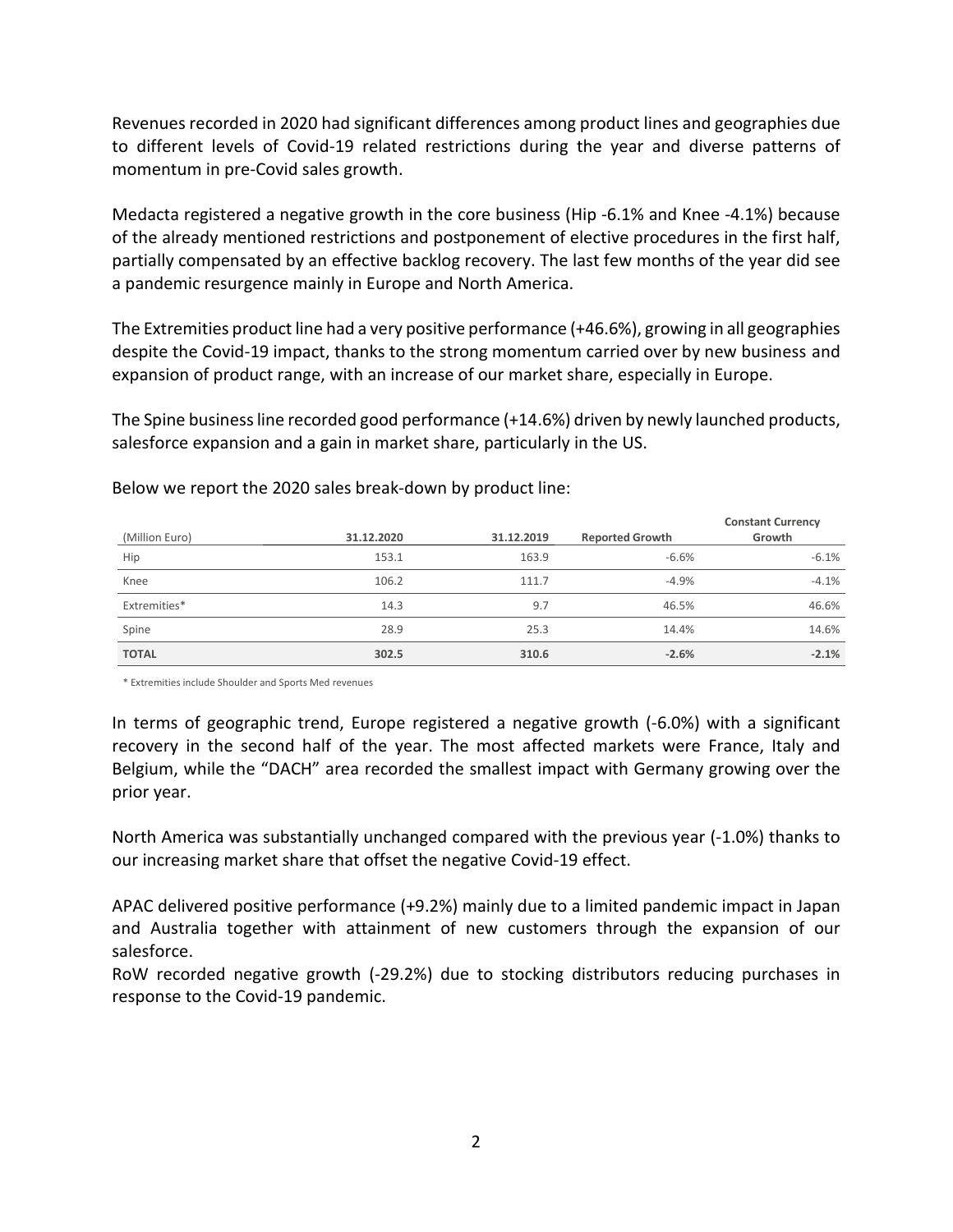Revenues recorded in 2020 had significant differences among product lines and geographies due to different levels of Covid-19 related restrictions during the year and diverse patterns of momentum in pre-Covid sales growth.

Medacta registered a negative growth in the core business (Hip -6.1% and Knee -4.1%) because of the already mentioned restrictions and postponement of elective procedures in the first half, partially compensated by an effective backlog recovery. The last few months of the year did see a pandemic resurgence mainly in Europe and North America.

The Extremities product line had a very positive performance (+46.6%), growing in all geographies despite the Covid-19 impact, thanks to the strong momentum carried over by new business and expansion of product range, with an increase of our market share, especially in Europe.

The Spine business line recorded good performance (+14.6%) driven by newly launched products, salesforce expansion and a gain in market share, particularly in the US.

Below we report the 2020 sales break-down by product line:

| (Million Euro) | 31.12.2020 | 31.12.2019 | Reported Growth | Constant Currency Growth |
|---|---|---|---|---|
| Hip | 153.1 | 163.9 | -6.6% | -6.1% |
| Knee | 106.2 | 111.7 | -4.9% | -4.1% |
| Extremities* | 14.3 | 9.7 | 46.5% | 46.6% |
| Spine | 28.9 | 25.3 | 14.4% | 14.6% |
| **TOTAL** | **302.5** | **310.6** | **-2.6%** | **-2.1%** |

\* Extremities include Shoulder and Sports Med revenues

In terms of geographic trend, Europe registered a negative growth (-6.0%) with a significant recovery in the second half of the year. The most affected markets were France, Italy and Belgium, while the "DACH" area recorded the smallest impact with Germany growing over the prior year.

North America was substantially unchanged compared with the previous year (-1.0%) thanks to our increasing market share that offset the negative Covid-19 effect.

APAC delivered positive performance (+9.2%) mainly due to a limited pandemic impact in Japan and Australia together with attainment of new customers through the expansion of our salesforce.

RoW recorded negative growth (-29.2%) due to stocking distributors reducing purchases in response to the Covid-19 pandemic.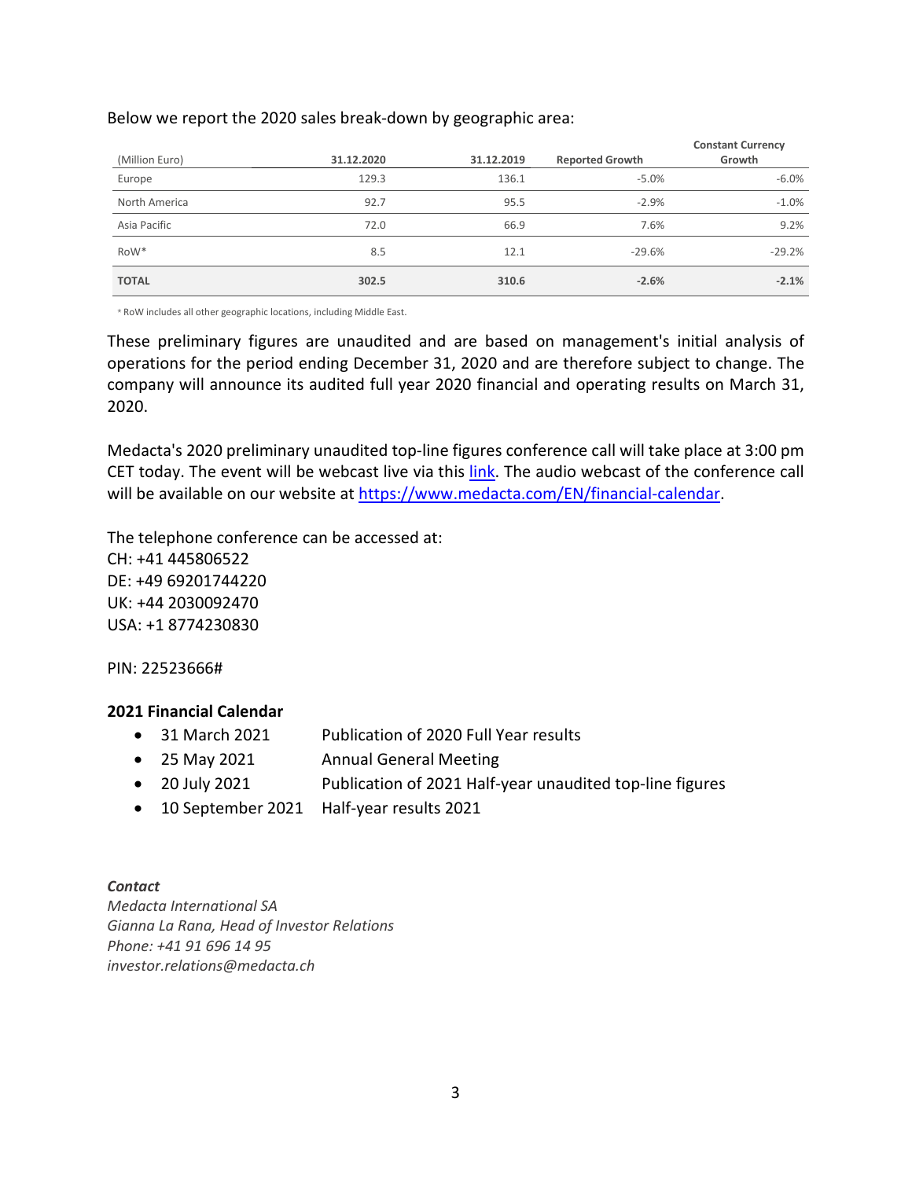Below we report the 2020 sales break-down by geographic area:

| (Million Euro) | 31.12.2020 | 31.12.2019 | Reported Growth | Constant Currency Growth |
|---|---|---|---|---|
| Europe | 129.3 | 136.1 | -5.0% | -6.0% |
| North America | 92.7 | 95.5 | -2.9% | -1.0% |
| Asia Pacific | 72.0 | 66.9 | 7.6% | 9.2% |
| RoW* | 8.5 | 12.1 | -29.6% | -29.2% |
| **TOTAL** | **302.5** | **310.6** | **-2.6%** | **-2.1%** |

* RoW includes all other geographic locations, including Middle East.

These preliminary figures are unaudited and are based on management's initial analysis of operations for the period ending December 31, 2020 and are therefore subject to change. The company will announce its audited full year 2020 financial and operating results on March 31, 2020.

Medacta's 2020 preliminary unaudited top-line figures conference call will take place at 3:00 pm CET today. The event will be webcast live via this link. The audio webcast of the conference call will be available on our website at https://www.medacta.com/EN/financial-calendar.

The telephone conference can be accessed at:
CH: +41 445806522
DE: +49 69201744220
UK: +44 2030092470
USA: +1 8774230830

PIN: 22523666#

**2021 Financial Calendar**

- 31 March 2021 Publication of 2020 Full Year results
- 25 May 2021 Annual General Meeting
- 20 July 2021 Publication of 2021 Half-year unaudited top-line figures
- 10 September 2021 Half-year results 2021

***Contact***
*Medacta International SA*
*Gianna La Rana, Head of Investor Relations*
*Phone: +41 91 696 14 95*
*investor.relations@medacta.ch*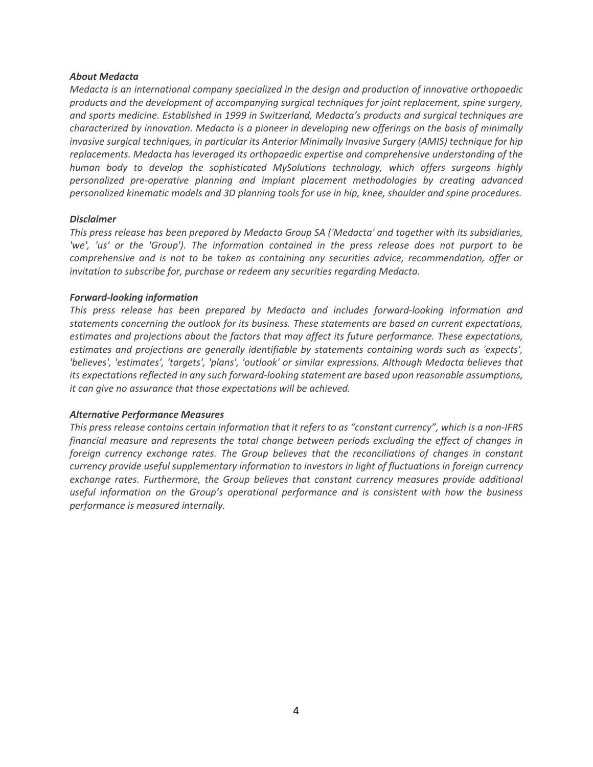***About Medacta***

*Medacta is an international company specialized in the design and production of innovative orthopaedic products and the development of accompanying surgical techniques for joint replacement, spine surgery, and sports medicine. Established in 1999 in Switzerland, Medacta's products and surgical techniques are characterized by innovation. Medacta is a pioneer in developing new offerings on the basis of minimally invasive surgical techniques, in particular its Anterior Minimally Invasive Surgery (AMIS) technique for hip replacements. Medacta has leveraged its orthopaedic expertise and comprehensive understanding of the human body to develop the sophisticated MySolutions technology, which offers surgeons highly personalized pre-operative planning and implant placement methodologies by creating advanced personalized kinematic models and 3D planning tools for use in hip, knee, shoulder and spine procedures.*

***Disclaimer***

*This press release has been prepared by Medacta Group SA ('Medacta' and together with its subsidiaries, 'we', 'us' or the 'Group'). The information contained in the press release does not purport to be comprehensive and is not to be taken as containing any securities advice, recommendation, offer or invitation to subscribe for, purchase or redeem any securities regarding Medacta.*

***Forward-looking information***

*This press release has been prepared by Medacta and includes forward-looking information and statements concerning the outlook for its business. These statements are based on current expectations, estimates and projections about the factors that may affect its future performance. These expectations, estimates and projections are generally identifiable by statements containing words such as 'expects', 'believes', 'estimates', 'targets', 'plans', 'outlook' or similar expressions. Although Medacta believes that its expectations reflected in any such forward-looking statement are based upon reasonable assumptions, it can give no assurance that those expectations will be achieved.*

***Alternative Performance Measures***

*This press release contains certain information that it refers to as "constant currency", which is a non-IFRS financial measure and represents the total change between periods excluding the effect of changes in foreign currency exchange rates. The Group believes that the reconciliations of changes in constant currency provide useful supplementary information to investors in light of fluctuations in foreign currency exchange rates. Furthermore, the Group believes that constant currency measures provide additional useful information on the Group's operational performance and is consistent with how the business performance is measured internally.*